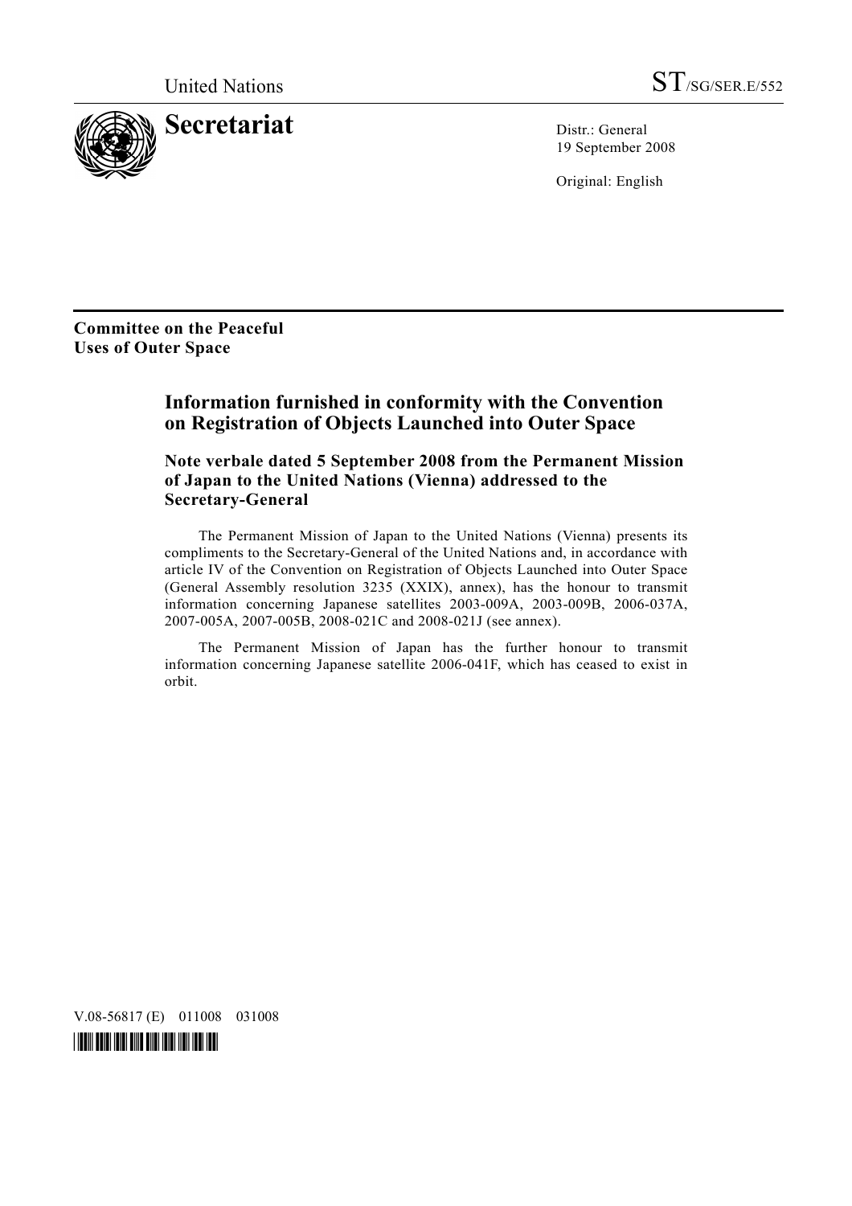United Nations ST/SG/SER.E/552

# Secretariat

Distr.: General
19 September 2008

Original: English

**Committee on the Peaceful Uses of Outer Space**

## Information furnished in conformity with the Convention on Registration of Objects Launched into Outer Space

### Note verbale dated 5 September 2008 from the Permanent Mission of Japan to the United Nations (Vienna) addressed to the Secretary-General

The Permanent Mission of Japan to the United Nations (Vienna) presents its compliments to the Secretary-General of the United Nations and, in accordance with article IV of the Convention on Registration of Objects Launched into Outer Space (General Assembly resolution 3235 (XXIX), annex), has the honour to transmit information concerning Japanese satellites 2003-009A, 2003-009B, 2006-037A, 2007-005A, 2007-005B, 2008-021C and 2008-021J (see annex).

The Permanent Mission of Japan has the further honour to transmit information concerning Japanese satellite 2006-041F, which has ceased to exist in orbit.

V.08-56817 (E) 011008 031008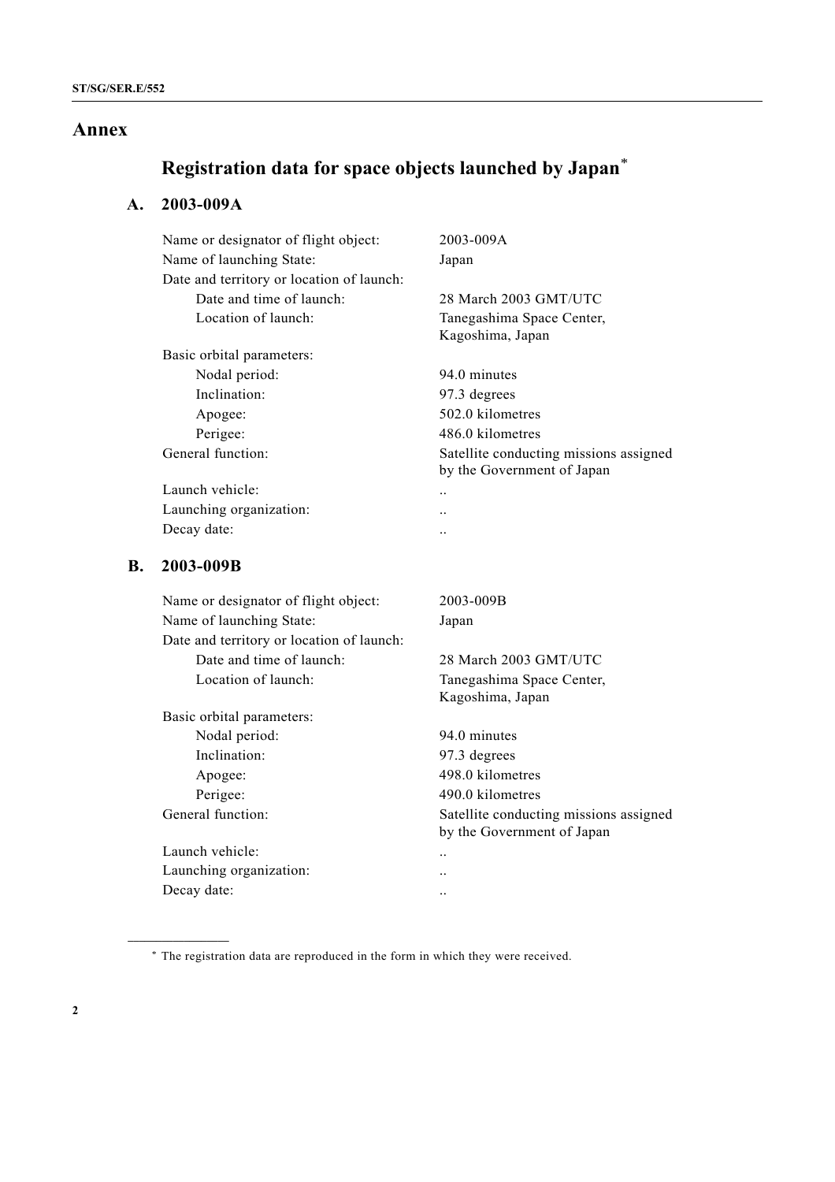# Annex

## Registration data for space objects launched by Japan*

### A. 2003-009A

| | |
|---|---|
| Name or designator of flight object: | 2003-009A |
| Name of launching State: | Japan |
| Date and territory or location of launch: | |
| Date and time of launch: | 28 March 2003 GMT/UTC |
| Location of launch: | Tanegashima Space Center, Kagoshima, Japan |
| Basic orbital parameters: | |
| Nodal period: | 94.0 minutes |
| Inclination: | 97.3 degrees |
| Apogee: | 502.0 kilometres |
| Perigee: | 486.0 kilometres |
| General function: | Satellite conducting missions assigned by the Government of Japan |
| Launch vehicle: | .. |
| Launching organization: | .. |
| Decay date: | .. |

### B. 2003-009B

| | |
|---|---|
| Name or designator of flight object: | 2003-009B |
| Name of launching State: | Japan |
| Date and territory or location of launch: | |
| Date and time of launch: | 28 March 2003 GMT/UTC |
| Location of launch: | Tanegashima Space Center, Kagoshima, Japan |
| Basic orbital parameters: | |
| Nodal period: | 94.0 minutes |
| Inclination: | 97.3 degrees |
| Apogee: | 498.0 kilometres |
| Perigee: | 490.0 kilometres |
| General function: | Satellite conducting missions assigned by the Government of Japan |
| Launch vehicle: | .. |
| Launching organization: | .. |
| Decay date: | .. |

---

* The registration data are reproduced in the form in which they were received.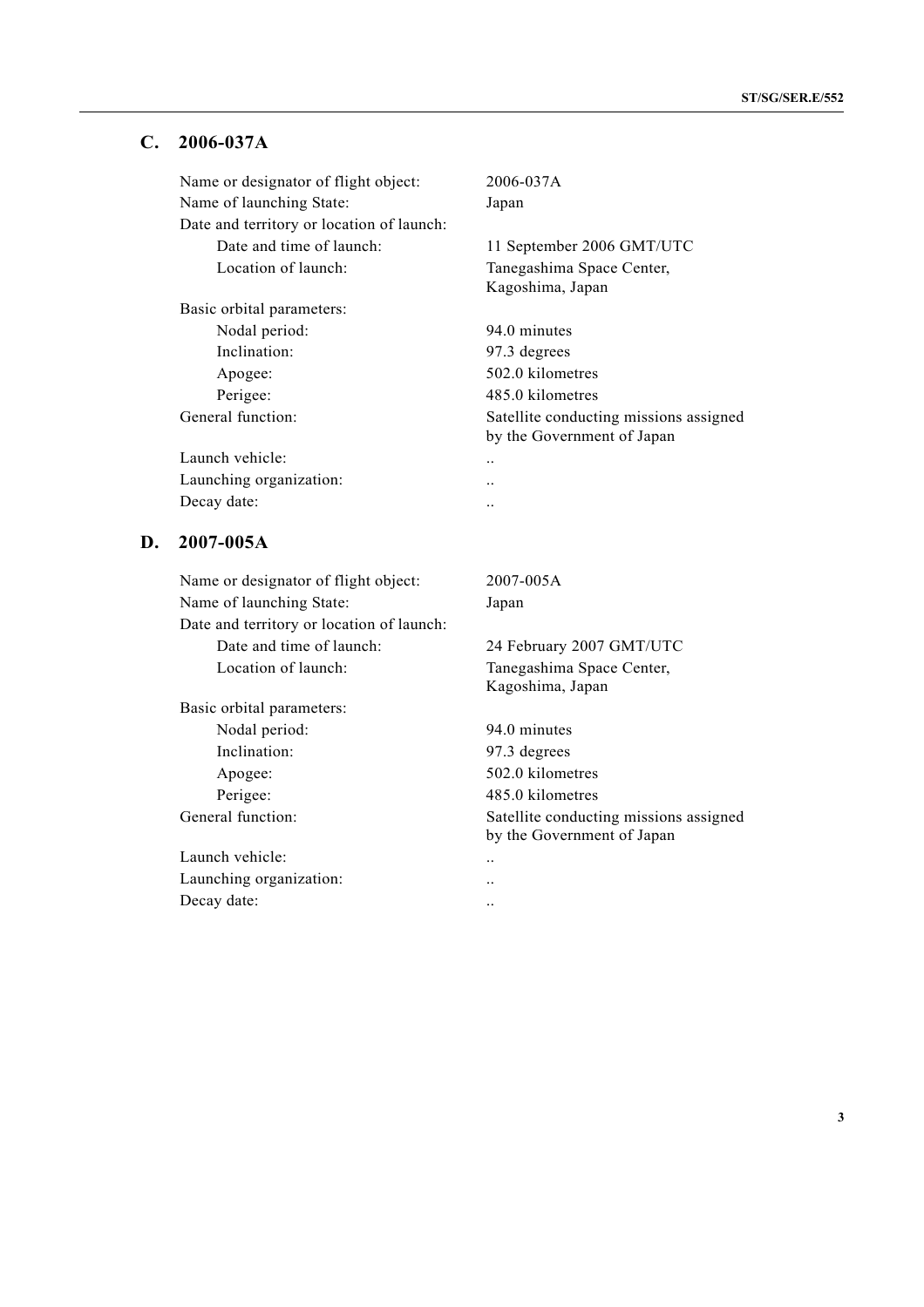## C. 2006-037A

| | |
|---|---|
| Name or designator of flight object: | 2006-037A |
| Name of launching State: | Japan |
| Date and territory or location of launch: | |
| Date and time of launch: | 11 September 2006 GMT/UTC |
| Location of launch: | Tanegashima Space Center, Kagoshima, Japan |
| Basic orbital parameters: | |
| Nodal period: | 94.0 minutes |
| Inclination: | 97.3 degrees |
| Apogee: | 502.0 kilometres |
| Perigee: | 485.0 kilometres |
| General function: | Satellite conducting missions assigned by the Government of Japan |
| Launch vehicle: | .. |
| Launching organization: | .. |
| Decay date: | .. |

## D. 2007-005A

| | |
|---|---|
| Name or designator of flight object: | 2007-005A |
| Name of launching State: | Japan |
| Date and territory or location of launch: | |
| Date and time of launch: | 24 February 2007 GMT/UTC |
| Location of launch: | Tanegashima Space Center, Kagoshima, Japan |
| Basic orbital parameters: | |
| Nodal period: | 94.0 minutes |
| Inclination: | 97.3 degrees |
| Apogee: | 502.0 kilometres |
| Perigee: | 485.0 kilometres |
| General function: | Satellite conducting missions assigned by the Government of Japan |
| Launch vehicle: | .. |
| Launching organization: | .. |
| Decay date: | .. |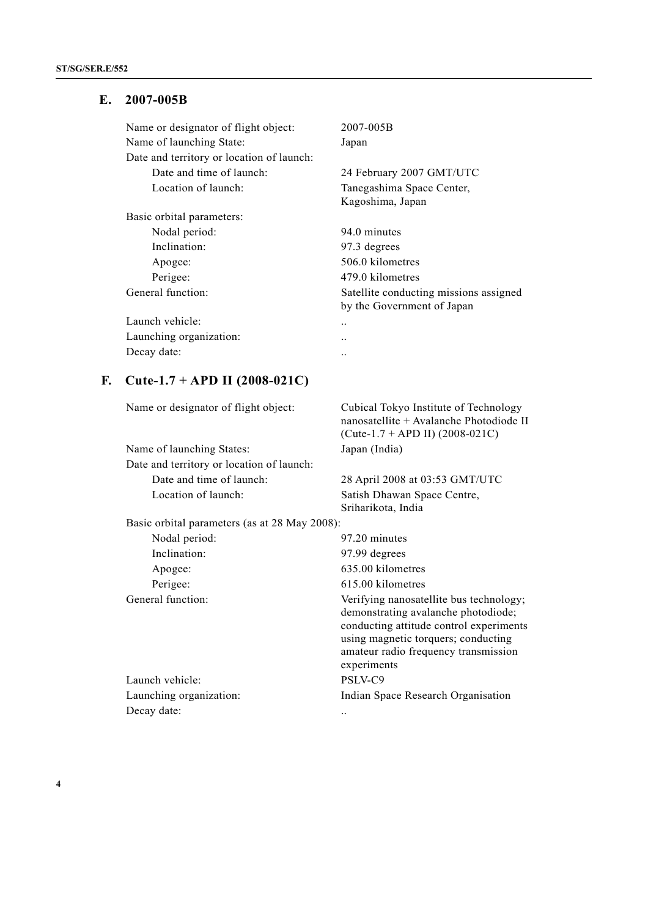## E. 2007-005B

| | |
|---|---|
| Name or designator of flight object: | 2007-005B |
| Name of launching State: | Japan |
| Date and territory or location of launch: | |
| Date and time of launch: | 24 February 2007 GMT/UTC |
| Location of launch: | Tanegashima Space Center, Kagoshima, Japan |
| Basic orbital parameters: | |
| Nodal period: | 94.0 minutes |
| Inclination: | 97.3 degrees |
| Apogee: | 506.0 kilometres |
| Perigee: | 479.0 kilometres |
| General function: | Satellite conducting missions assigned by the Government of Japan |
| Launch vehicle: | .. |
| Launching organization: | .. |
| Decay date: | .. |

## F. Cute-1.7 + APD II (2008-021C)

| | |
|---|---|
| Name or designator of flight object: | Cubical Tokyo Institute of Technology nanosatellite + Avalanche Photodiode II (Cute-1.7 + APD II) (2008-021C) |
| Name of launching States: | Japan (India) |
| Date and territory or location of launch: | |
| Date and time of launch: | 28 April 2008 at 03:53 GMT/UTC |
| Location of launch: | Satish Dhawan Space Centre, Sriharikota, India |
| Basic orbital parameters (as at 28 May 2008): | |
| Nodal period: | 97.20 minutes |
| Inclination: | 97.99 degrees |
| Apogee: | 635.00 kilometres |
| Perigee: | 615.00 kilometres |
| General function: | Verifying nanosatellite bus technology; demonstrating avalanche photodiode; conducting attitude control experiments using magnetic torquers; conducting amateur radio frequency transmission experiments |
| Launch vehicle: | PSLV-C9 |
| Launching organization: | Indian Space Research Organisation |
| Decay date: | .. |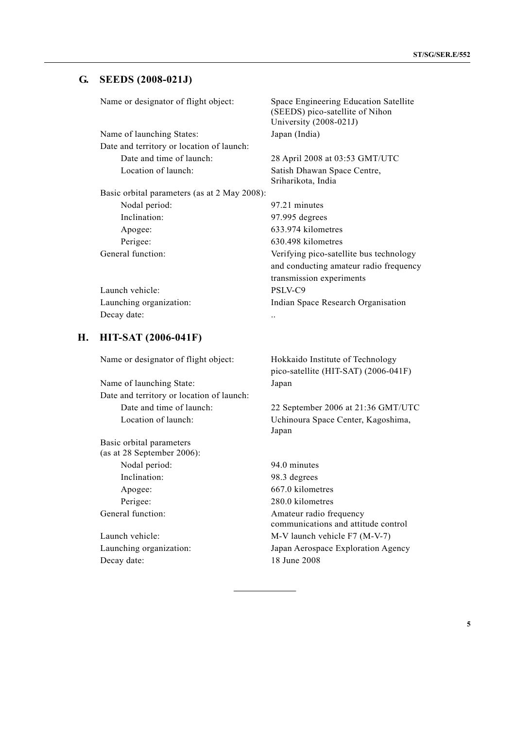## G. SEEDS (2008-021J)

| | |
|---|---|
| Name or designator of flight object: | Space Engineering Education Satellite (SEEDS) pico-satellite of Nihon University (2008-021J) |
| Name of launching States: | Japan (India) |
| Date and territory or location of launch: | |
| Date and time of launch: | 28 April 2008 at 03:53 GMT/UTC |
| Location of launch: | Satish Dhawan Space Centre, Sriharikota, India |
| Basic orbital parameters (as at 2 May 2008): | |
| Nodal period: | 97.21 minutes |
| Inclination: | 97.995 degrees |
| Apogee: | 633.974 kilometres |
| Perigee: | 630.498 kilometres |
| General function: | Verifying pico-satellite bus technology and conducting amateur radio frequency transmission experiments |
| Launch vehicle: | PSLV-C9 |
| Launching organization: | Indian Space Research Organisation |
| Decay date: | .. |

## H. HIT-SAT (2006-041F)

| | |
|---|---|
| Name or designator of flight object: | Hokkaido Institute of Technology pico-satellite (HIT-SAT) (2006-041F) |
| Name of launching State: | Japan |
| Date and territory or location of launch: | |
| Date and time of launch: | 22 September 2006 at 21:36 GMT/UTC |
| Location of launch: | Uchinoura Space Center, Kagoshima, Japan |
| Basic orbital parameters (as at 28 September 2006): | |
| Nodal period: | 94.0 minutes |
| Inclination: | 98.3 degrees |
| Apogee: | 667.0 kilometres |
| Perigee: | 280.0 kilometres |
| General function: | Amateur radio frequency communications and attitude control |
| Launch vehicle: | M-V launch vehicle F7 (M-V-7) |
| Launching organization: | Japan Aerospace Exploration Agency |
| Decay date: | 18 June 2008 |